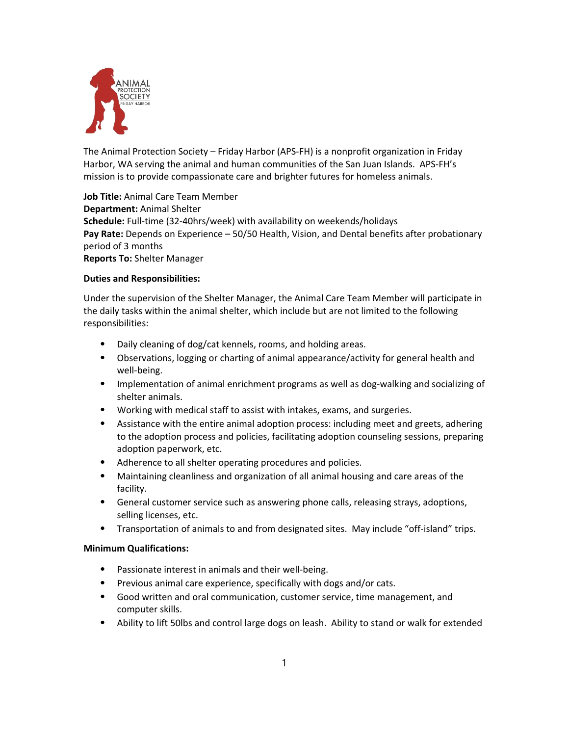The Animal Protection Society – Friday Harbor (APS-FH) is a nonprofit organization in Friday Harbor, WA serving the animal and human communities of the San Juan Islands. APS-FH's mission is to provide compassionate care and brighter futures for homeless animals.

**Job Title:** Animal Care Team Member
**Department:** Animal Shelter
**Schedule:** Full-time (32-40hrs/week) with availability on weekends/holidays
**Pay Rate:** Depends on Experience – 50/50 Health, Vision, and Dental benefits after probationary period of 3 months
**Reports To:** Shelter Manager

**Duties and Responsibilities:**

Under the supervision of the Shelter Manager, the Animal Care Team Member will participate in the daily tasks within the animal shelter, which include but are not limited to the following responsibilities:

- Daily cleaning of dog/cat kennels, rooms, and holding areas.
- Observations, logging or charting of animal appearance/activity for general health and well-being.
- Implementation of animal enrichment programs as well as dog-walking and socializing of shelter animals.
- Working with medical staff to assist with intakes, exams, and surgeries.
- Assistance with the entire animal adoption process: including meet and greets, adhering to the adoption process and policies, facilitating adoption counseling sessions, preparing adoption paperwork, etc.
- Adherence to all shelter operating procedures and policies.
- Maintaining cleanliness and organization of all animal housing and care areas of the facility.
- General customer service such as answering phone calls, releasing strays, adoptions, selling licenses, etc.
- Transportation of animals to and from designated sites. May include "off-island" trips.

**Minimum Qualifications:**

- Passionate interest in animals and their well-being.
- Previous animal care experience, specifically with dogs and/or cats.
- Good written and oral communication, customer service, time management, and computer skills.
- Ability to lift 50lbs and control large dogs on leash. Ability to stand or walk for extended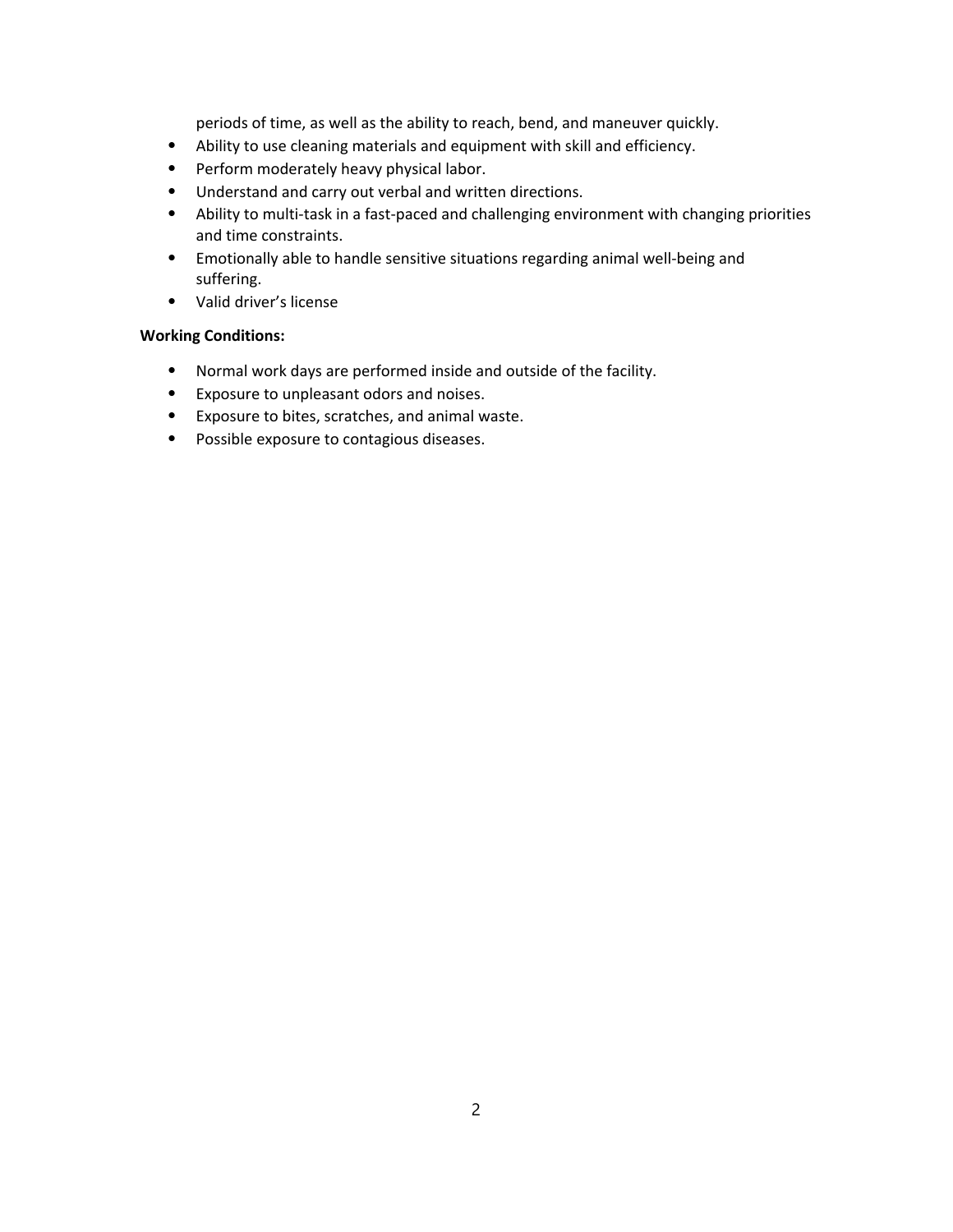periods of time, as well as the ability to reach, bend, and maneuver quickly.

- Ability to use cleaning materials and equipment with skill and efficiency.
- Perform moderately heavy physical labor.
- Understand and carry out verbal and written directions.
- Ability to multi-task in a fast-paced and challenging environment with changing priorities and time constraints.
- Emotionally able to handle sensitive situations regarding animal well-being and suffering.
- Valid driver's license

**Working Conditions:**

- Normal work days are performed inside and outside of the facility.
- Exposure to unpleasant odors and noises.
- Exposure to bites, scratches, and animal waste.
- Possible exposure to contagious diseases.